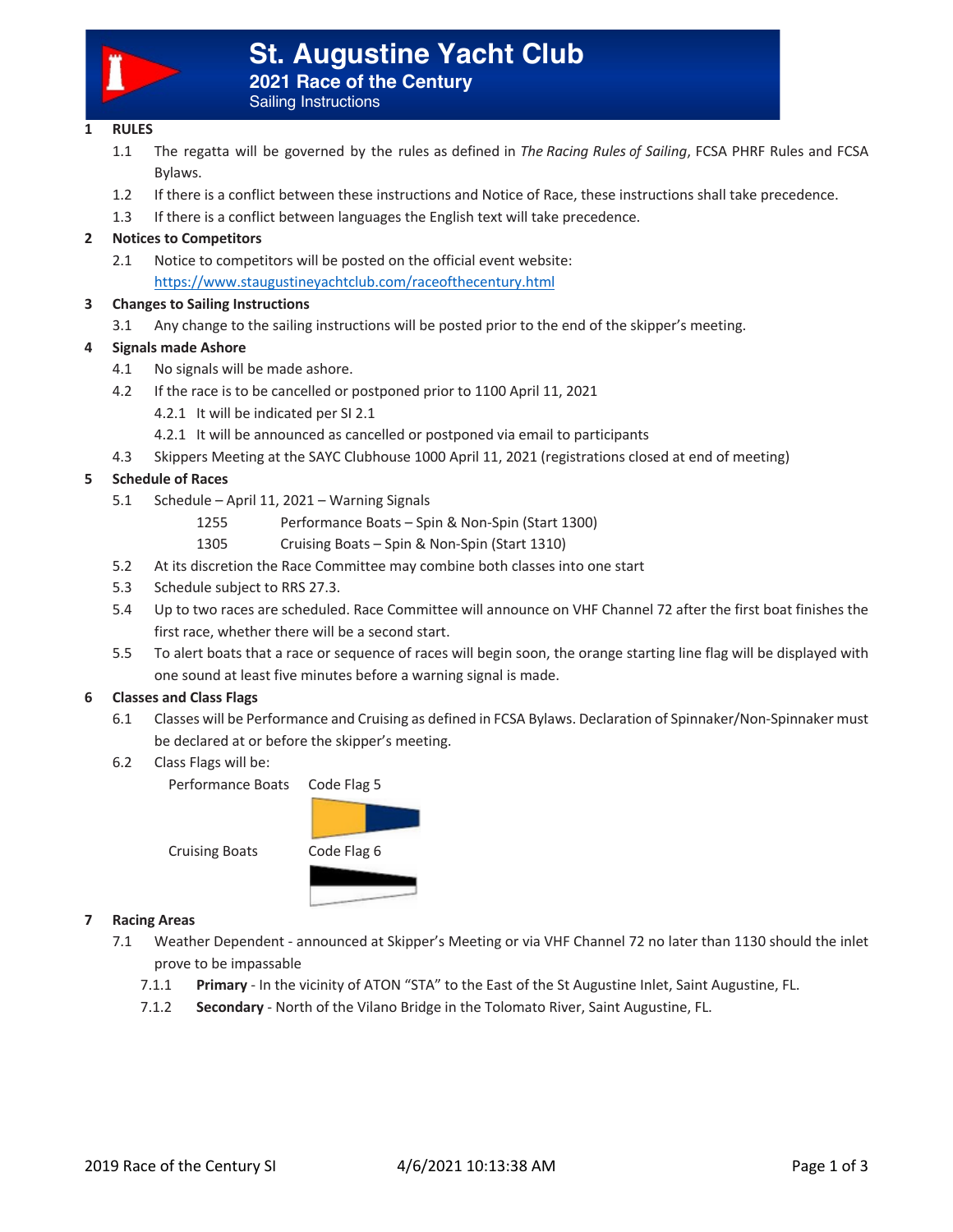# St. Augustine Yacht Club

## 2021 Race of the Century

Sailing Instructions

**1 RULES**

1.1 The regatta will be governed by the rules as defined in *The Racing Rules of Sailing*, FCSA PHRF Rules and FCSA Bylaws.

1.2 If there is a conflict between these instructions and Notice of Race, these instructions shall take precedence.

1.3 If there is a conflict between languages the English text will take precedence.

**2 Notices to Competitors**

2.1 Notice to competitors will be posted on the official event website: https://www.staugustineyachtclub.com/raceofthecentury.html

**3 Changes to Sailing Instructions**

3.1 Any change to the sailing instructions will be posted prior to the end of the skipper's meeting.

**4 Signals made Ashore**

4.1 No signals will be made ashore.

4.2 If the race is to be cancelled or postponed prior to 1100 April 11, 2021

4.2.1 It will be indicated per SI 2.1

4.2.1 It will be announced as cancelled or postponed via email to participants

4.3 Skippers Meeting at the SAYC Clubhouse 1000 April 11, 2021 (registrations closed at end of meeting)

**5 Schedule of Races**

5.1 Schedule – April 11, 2021 – Warning Signals

1255 Performance Boats – Spin & Non-Spin (Start 1300)

1305 Cruising Boats – Spin & Non-Spin (Start 1310)

5.2 At its discretion the Race Committee may combine both classes into one start

5.3 Schedule subject to RRS 27.3.

5.4 Up to two races are scheduled. Race Committee will announce on VHF Channel 72 after the first boat finishes the first race, whether there will be a second start.

5.5 To alert boats that a race or sequence of races will begin soon, the orange starting line flag will be displayed with one sound at least five minutes before a warning signal is made.

**6 Classes and Class Flags**

6.1 Classes will be Performance and Cruising as defined in FCSA Bylaws. Declaration of Spinnaker/Non-Spinnaker must be declared at or before the skipper's meeting.

6.2 Class Flags will be:

Performance Boats Code Flag 5

Cruising Boats Code Flag 6

**7 Racing Areas**

7.1 Weather Dependent - announced at Skipper's Meeting or via VHF Channel 72 no later than 1130 should the inlet prove to be impassable

7.1.1 **Primary** - In the vicinity of ATON "STA" to the East of the St Augustine Inlet, Saint Augustine, FL.

7.1.2 **Secondary** - North of the Vilano Bridge in the Tolomato River, Saint Augustine, FL.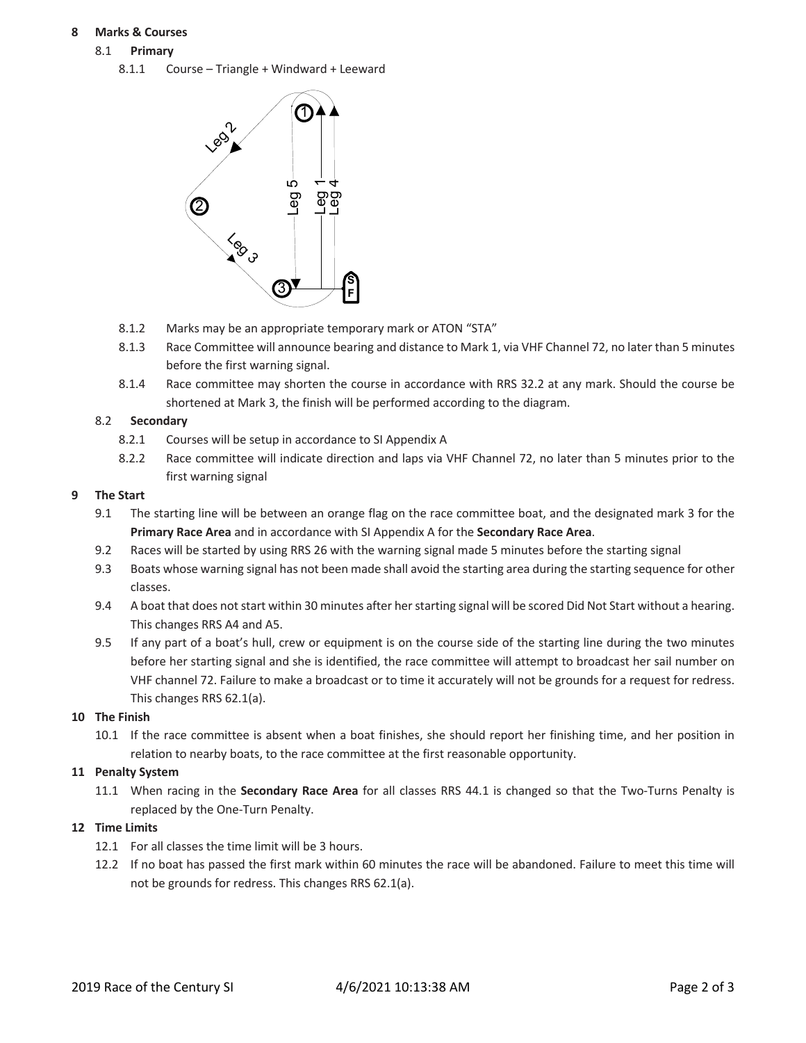## 8 Marks & Courses

### 8.1 Primary

8.1.1 Course – Triangle + Windward + Leeward

Leg 2
Leg 3
Leg 5
Leg 1
Leg 4
1
2
3
S
F

8.1.2 Marks may be an appropriate temporary mark or ATON “STA”

8.1.3 Race Committee will announce bearing and distance to Mark 1, via VHF Channel 72, no later than 5 minutes before the first warning signal.

8.1.4 Race committee may shorten the course in accordance with RRS 32.2 at any mark. Should the course be shortened at Mark 3, the finish will be performed according to the diagram.

### 8.2 Secondary

8.2.1 Courses will be setup in accordance to SI Appendix A

8.2.2 Race committee will indicate direction and laps via VHF Channel 72, no later than 5 minutes prior to the first warning signal

## 9 The Start

9.1 The starting line will be between an orange flag on the race committee boat, and the designated mark 3 for the **Primary Race Area** and in accordance with SI Appendix A for the **Secondary Race Area**.

9.2 Races will be started by using RRS 26 with the warning signal made 5 minutes before the starting signal

9.3 Boats whose warning signal has not been made shall avoid the starting area during the starting sequence for other classes.

9.4 A boat that does not start within 30 minutes after her starting signal will be scored Did Not Start without a hearing. This changes RRS A4 and A5.

9.5 If any part of a boat’s hull, crew or equipment is on the course side of the starting line during the two minutes before her starting signal and she is identified, the race committee will attempt to broadcast her sail number on VHF channel 72. Failure to make a broadcast or to time it accurately will not be grounds for a request for redress. This changes RRS 62.1(a).

## 10 The Finish

10.1 If the race committee is absent when a boat finishes, she should report her finishing time, and her position in relation to nearby boats, to the race committee at the first reasonable opportunity.

## 11 Penalty System

11.1 When racing in the **Secondary Race Area** for all classes RRS 44.1 is changed so that the Two-Turns Penalty is replaced by the One-Turn Penalty.

## 12 Time Limits

12.1 For all classes the time limit will be 3 hours.

12.2 If no boat has passed the first mark within 60 minutes the race will be abandoned. Failure to meet this time will not be grounds for redress. This changes RRS 62.1(a).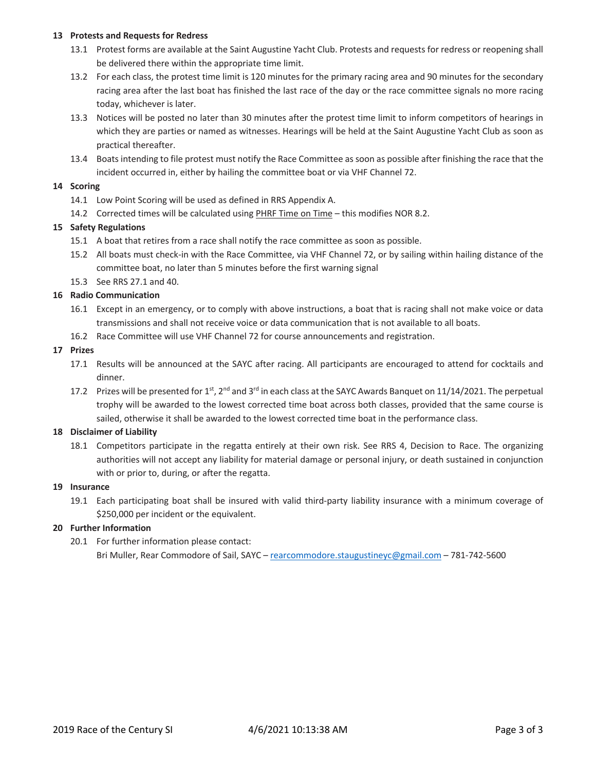## 13 Protests and Requests for Redress

13.1 Protest forms are available at the Saint Augustine Yacht Club. Protests and requests for redress or reopening shall be delivered there within the appropriate time limit.

13.2 For each class, the protest time limit is 120 minutes for the primary racing area and 90 minutes for the secondary racing area after the last boat has finished the last race of the day or the race committee signals no more racing today, whichever is later.

13.3 Notices will be posted no later than 30 minutes after the protest time limit to inform competitors of hearings in which they are parties or named as witnesses. Hearings will be held at the Saint Augustine Yacht Club as soon as practical thereafter.

13.4 Boats intending to file protest must notify the Race Committee as soon as possible after finishing the race that the incident occurred in, either by hailing the committee boat or via VHF Channel 72.

## 14 Scoring

14.1 Low Point Scoring will be used as defined in RRS Appendix A.

14.2 Corrected times will be calculated using PHRF Time on Time – this modifies NOR 8.2.

## 15 Safety Regulations

15.1 A boat that retires from a race shall notify the race committee as soon as possible.

15.2 All boats must check-in with the Race Committee, via VHF Channel 72, or by sailing within hailing distance of the committee boat, no later than 5 minutes before the first warning signal

15.3 See RRS 27.1 and 40.

## 16 Radio Communication

16.1 Except in an emergency, or to comply with above instructions, a boat that is racing shall not make voice or data transmissions and shall not receive voice or data communication that is not available to all boats.

16.2 Race Committee will use VHF Channel 72 for course announcements and registration.

## 17 Prizes

17.1 Results will be announced at the SAYC after racing. All participants are encouraged to attend for cocktails and dinner.

17.2 Prizes will be presented for 1st, 2nd and 3rd in each class at the SAYC Awards Banquet on 11/14/2021. The perpetual trophy will be awarded to the lowest corrected time boat across both classes, provided that the same course is sailed, otherwise it shall be awarded to the lowest corrected time boat in the performance class.

## 18 Disclaimer of Liability

18.1 Competitors participate in the regatta entirely at their own risk. See RRS 4, Decision to Race. The organizing authorities will not accept any liability for material damage or personal injury, or death sustained in conjunction with or prior to, during, or after the regatta.

## 19 Insurance

19.1 Each participating boat shall be insured with valid third-party liability insurance with a minimum coverage of $250,000 per incident or the equivalent.

## 20 Further Information

20.1 For further information please contact:
Bri Muller, Rear Commodore of Sail, SAYC – rearcommodore.staugustineyc@gmail.com – 781-742-5600